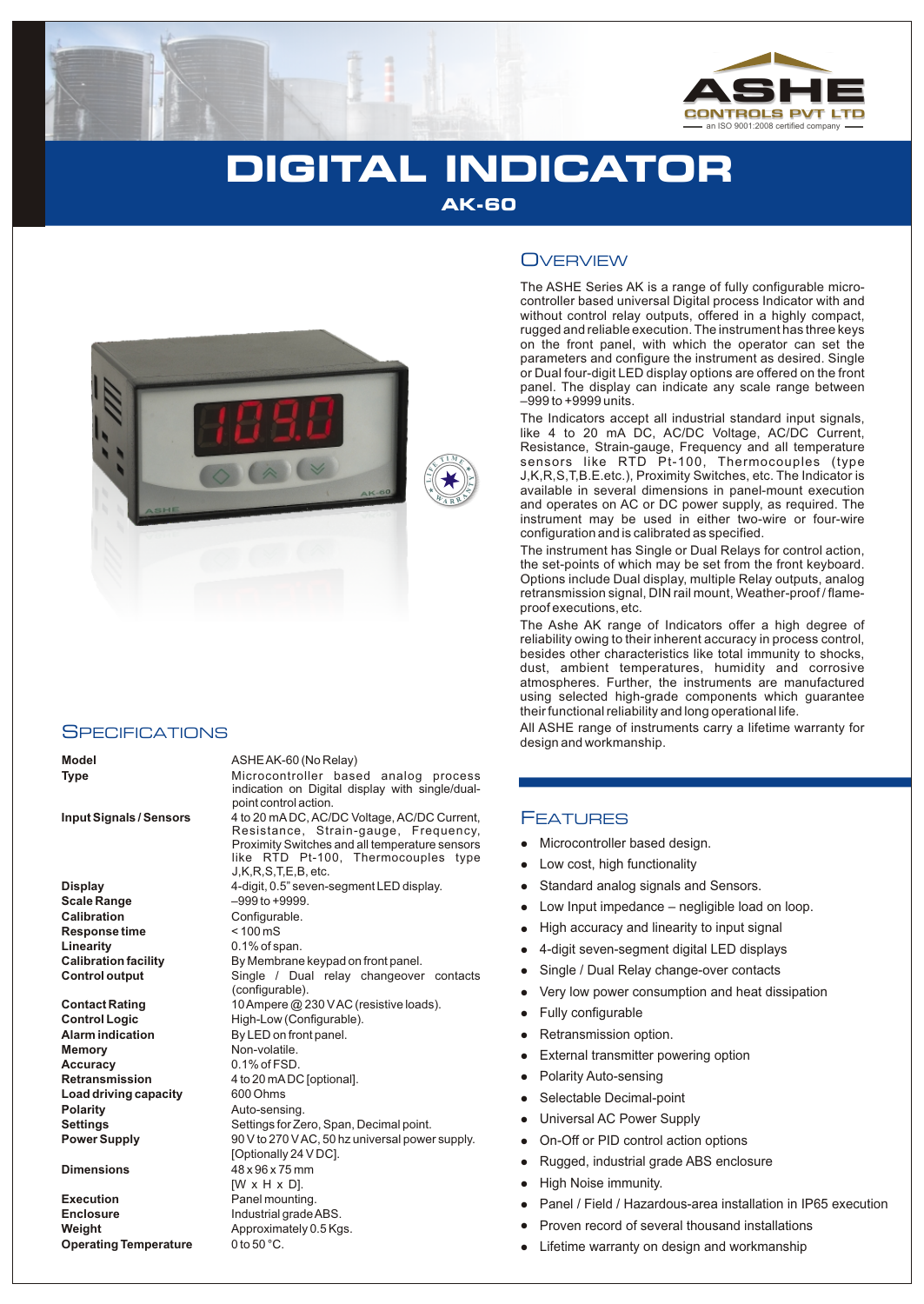ASHE CONTROLS PVT LTD
an ISO 9001:2008 certified company

# DIGITAL INDICATOR

## AK-60

## Overview

The ASHE Series AK is a range of fully configurable micro-controller based universal Digital process Indicator with and without control relay outputs, offered in a highly compact, rugged and reliable execution. The instrument has three keys on the front panel, with which the operator can set the parameters and configure the instrument as desired. Single or Dual four-digit LED display options are offered on the front panel. The display can indicate any scale range between –999 to +9999 units.

The Indicators accept all industrial standard input signals, like 4 to 20 mA DC, AC/DC Voltage, AC/DC Current, Resistance, Strain-gauge, Frequency and all temperature sensors like RTD Pt-100, Thermocouples (type J,K,R,S,T,B.E.etc.), Proximity Switches, etc. The Indicator is available in several dimensions in panel-mount execution and operates on AC or DC power supply, as required. The instrument may be used in either two-wire or four-wire configuration and is calibrated as specified.

The instrument has Single or Dual Relays for control action, the set-points of which may be set from the front keyboard. Options include Dual display, multiple Relay outputs, analog retransmission signal, DIN rail mount, Weather-proof / flame-proof executions, etc.

The Ashe AK range of Indicators offer a high degree of reliability owing to their inherent accuracy in process control, besides other characteristics like total immunity to shocks, dust, ambient temperatures, humidity and corrosive atmospheres. Further, the instruments are manufactured using selected high-grade components which guarantee their functional reliability and long operational life.

All ASHE range of instruments carry a lifetime warranty for design and workmanship.

## Specifications

| | |
|---|---|
| **Model** | ASHE AK-60 (No Relay) |
| **Type** | Microcontroller based analog process indication on Digital display with single/dual-point control action. |
| **Input Signals / Sensors** | 4 to 20 mA DC, AC/DC Voltage, AC/DC Current, Resistance, Strain-gauge, Frequency, Proximity Switches and all temperature sensors like RTD Pt-100, Thermocouples type J,K,R,S,T,E,B, etc. |
| **Display** | 4-digit, 0.5" seven-segment LED display. |
| **Scale Range** | –999 to +9999. |
| **Calibration** | Configurable. |
| **Response time** | < 100 mS |
| **Linearity** | 0.1% of span. |
| **Calibration facility** | By Membrane keypad on front panel. |
| **Control output** | Single / Dual relay changeover contacts (configurable). |
| **Contact Rating** | 10 Ampere @ 230 V AC (resistive loads). |
| **Control Logic** | High-Low (Configurable). |
| **Alarm indication** | By LED on front panel. |
| **Memory** | Non-volatile. |
| **Accuracy** | 0.1% of FSD. |
| **Retransmission** | 4 to 20 mA DC [optional]. |
| **Load driving capacity** | 600 Ohms |
| **Polarity** | Auto-sensing. |
| **Settings** | Settings for Zero, Span, Decimal point. |
| **Power Supply** | 90 V to 270 V AC, 50 hz universal power supply. [Optionally 24 V DC]. |
| **Dimensions** | 48 x 96 x 75 mm [W x H x D]. |
| **Execution** | Panel mounting. |
| **Enclosure** | Industrial grade ABS. |
| **Weight** | Approximately 0.5 Kgs. |
| **Operating Temperature** | 0 to 50 °C. |

## Features

- Microcontroller based design.
- Low cost, high functionality
- Standard analog signals and Sensors.
- Low Input impedance – negligible load on loop.
- High accuracy and linearity to input signal
- 4-digit seven-segment digital LED displays
- Single / Dual Relay change-over contacts
- Very low power consumption and heat dissipation
- Fully configurable
- Retransmission option.
- External transmitter powering option
- Polarity Auto-sensing
- Selectable Decimal-point
- Universal AC Power Supply
- On-Off or PID control action options
- Rugged, industrial grade ABS enclosure
- High Noise immunity.
- Panel / Field / Hazardous-area installation in IP65 execution
- Proven record of several thousand installations
- Lifetime warranty on design and workmanship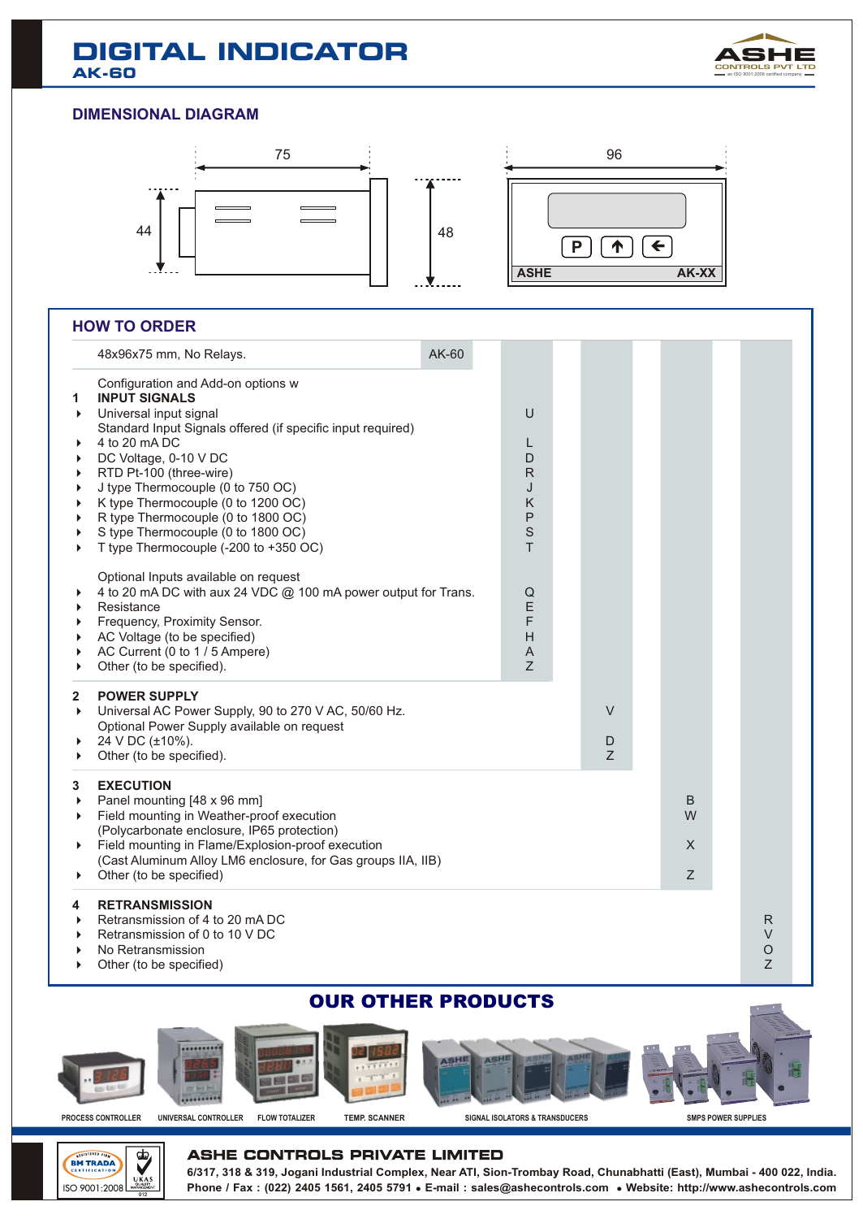# DIGITAL INDICATOR
## AK-60

## DIMENSIONAL DIAGRAM

75

44

48

96

P

ASHE AK-XX

## HOW TO ORDER

| | | AK-60 | | | | |
|---|---|---|---|---|---|---|
| | 48x96x75 mm, No Relays. | AK-60 | | | | |
| | Configuration and Add-on options w | | | | | |
| **1** | **INPUT SIGNALS** | | | | | |
| ▸ | Universal input signal | | U | | | |
| | Standard Input Signals offered (if specific input required) | | | | | |
| ▸ | 4 to 20 mA DC | | L | | | |
| ▸ | DC Voltage, 0-10 V DC | | D | | | |
| ▸ | RTD Pt-100 (three-wire) | | R | | | |
| ▸ | J type Thermocouple (0 to 750 OC) | | J | | | |
| ▸ | K type Thermocouple (0 to 1200 OC) | | K | | | |
| ▸ | R type Thermocouple (0 to 1800 OC) | | P | | | |
| ▸ | S type Thermocouple (0 to 1800 OC) | | S | | | |
| ▸ | T type Thermocouple (-200 to +350 OC) | | T | | | |
| | Optional Inputs available on request | | | | | |
| ▸ | 4 to 20 mA DC with aux 24 VDC @ 100 mA power output for Trans. | | Q | | | |
| ▸ | Resistance | | E | | | |
| ▸ | Frequency, Proximity Sensor. | | F | | | |
| ▸ | AC Voltage (to be specified) | | H | | | |
| ▸ | AC Current (0 to 1 / 5 Ampere) | | A | | | |
| ▸ | Other (to be specified). | | Z | | | |
| **2** | **POWER SUPPLY** | | | | | |
| ▸ | Universal AC Power Supply, 90 to 270 V AC, 50/60 Hz. | | | V | | |
| | Optional Power Supply available on request | | | | | |
| ▸ | 24 V DC (±10%). | | | D | | |
| ▸ | Other (to be specified). | | | Z | | |
| **3** | **EXECUTION** | | | | | |
| ▸ | Panel mounting [48 x 96 mm] | | | | B | |
| ▸ | Field mounting in Weather-proof execution (Polycarbonate enclosure, IP65 protection) | | | | W | |
| ▸ | Field mounting in Flame/Explosion-proof execution (Cast Aluminum Alloy LM6 enclosure, for Gas groups IIA, IIB) | | | | X | |
| ▸ | Other (to be specified) | | | | Z | |
| **4** | **RETRANSMISSION** | | | | | |
| ▸ | Retransmission of 4 to 20 mA DC | | | | | R |
| ▸ | Retransmission of 0 to 10 V DC | | | | | V |
| ▸ | No Retransmission | | | | | O |
| ▸ | Other (to be specified) | | | | | Z |

## OUR OTHER PRODUCTS

PROCESS CONTROLLER

UNIVERSAL CONTROLLER

FLOW TOTALIZER

TEMP. SCANNER

SIGNAL ISOLATORS & TRANSDUCERS

SMPS POWER SUPPLIES

**ASHE CONTROLS PRIVATE LIMITED**

6/317, 318 & 319, Jogani Industrial Complex, Near ATI, Sion-Trombay Road, Chunabhatti (East), Mumbai - 400 022, India.

Phone / Fax : (022) 2405 1561, 2405 5791 • E-mail : sales@ashecontrols.com • Website: http://www.ashecontrols.com

ISO 9001:2008